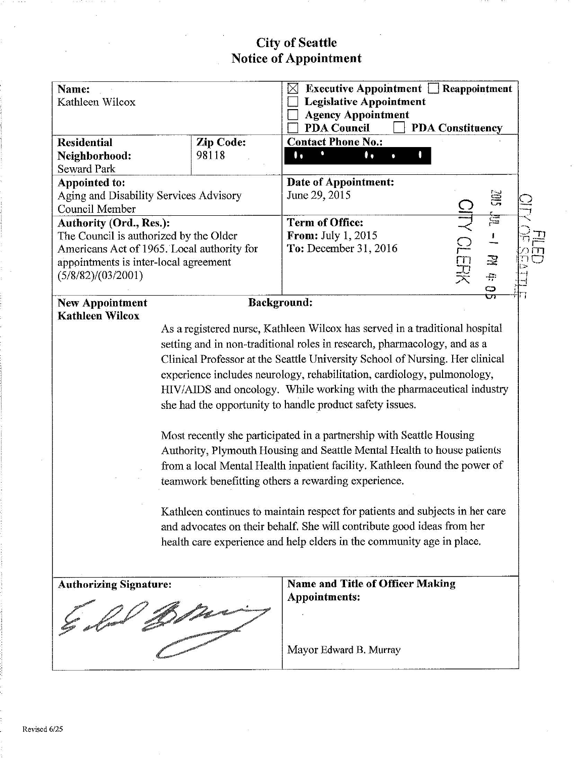# City of Seattle
## Notice of Appointment

| | | |
|---|---|---|
| **Name:** Kathleen Wilcox | | ☒ **Executive Appointment** ☐ **Reappointment** ☐ **Legislative Appointment** ☐ **Agency Appointment** ☐ **PDA Council** ☐ **PDA Constituency** |
| **Residential Neighborhood:** Seward Park | **Zip Code:** 98118 | **Contact Phone No.:** [redacted] |
| **Appointed to:** Aging and Disability Services Advisory Council Member | | **Date of Appointment:** June 29, 2015 |
| **Authority (Ord., Res.):** The Council is authorized by the Older Americans Act of 1965. Local authority for appointments is inter-local agreement (5/8/82)/(03/2001) | | **Term of Office:** **From:** July 1, 2015 **To:** December 31, 2016 |

FILED CITY OF SEATTLE 2015 JUL -1 PM 4:05 CITY CLERK

**New Appointment**
**Kathleen Wilcox**

**Background:**

As a registered nurse, Kathleen Wilcox has served in a traditional hospital setting and in non-traditional roles in research, pharmacology, and as a Clinical Professor at the Seattle University School of Nursing. Her clinical experience includes neurology, rehabilitation, cardiology, pulmonology, HIV/AIDS and oncology. While working with the pharmaceutical industry she had the opportunity to handle product safety issues.

Most recently she participated in a partnership with Seattle Housing Authority, Plymouth Housing and Seattle Mental Health to house patients from a local Mental Health inpatient facility. Kathleen found the power of teamwork benefitting others a rewarding experience.

Kathleen continues to maintain respect for patients and subjects in her care and advocates on their behalf. She will contribute good ideas from her health care experience and help elders in the community age in place.

| **Authorizing Signature:** | **Name and Title of Officer Making Appointments:** |
|---|---|
| [signature] | Mayor Edward B. Murray |

Revised 6/25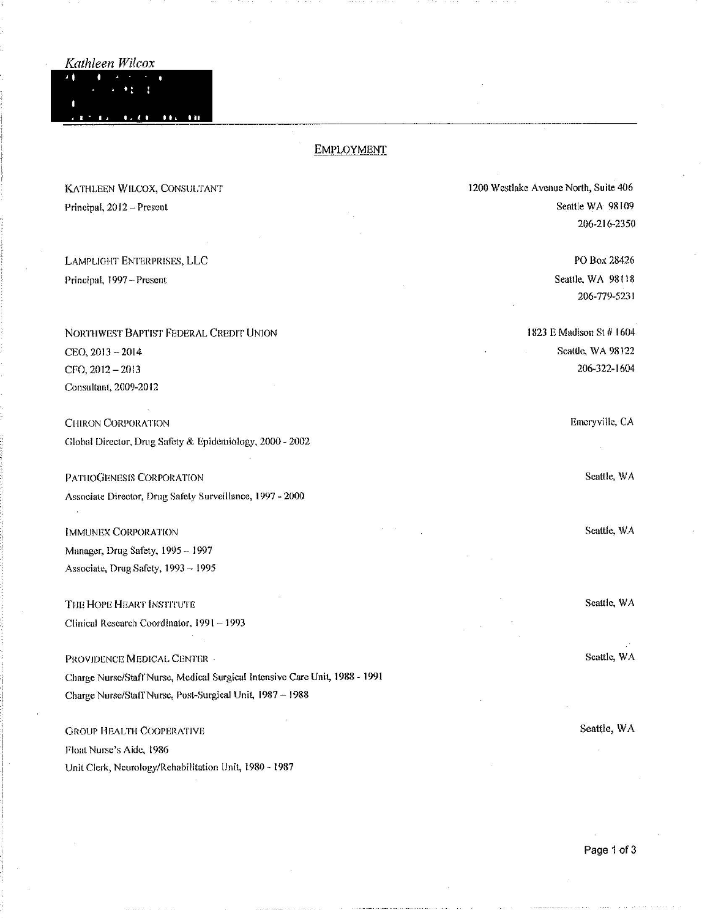*Kathleen Wilcox*

## EMPLOYMENT

**KATHLEEN WILCOX, CONSULTANT**
Principal, 2012 – Present
1200 Westlake Avenue North, Suite 406
Seattle WA 98109
206-216-2350

**LAMPLIGHT ENTERPRISES, LLC**
Principal, 1997 – Present
PO Box 28426
Seattle, WA 98118
206-779-5231

**NORTHWEST BAPTIST FEDERAL CREDIT UNION**
CEO, 2013 – 2014
CFO, 2012 – 2013
Consultant, 2009-2012
1823 E Madison St # 1604
Seattle, WA 98122
206-322-1604

**CHIRON CORPORATION**
Global Director, Drug Safety & Epidemiology, 2000 - 2002
Emeryville, CA

**PATHOGENESIS CORPORATION**
Associate Director, Drug Safety Surveillance, 1997 - 2000
Seattle, WA

**IMMUNEX CORPORATION**
Manager, Drug Safety, 1995 – 1997
Associate, Drug Safety, 1993 – 1995
Seattle, WA

**THE HOPE HEART INSTITUTE**
Clinical Research Coordinator, 1991 – 1993
Seattle, WA

**PROVIDENCE MEDICAL CENTER**
Charge Nurse/Staff Nurse, Medical Surgical Intensive Care Unit, 1988 - 1991
Charge Nurse/Staff Nurse, Post-Surgical Unit, 1987 – 1988
Seattle, WA

**GROUP HEALTH COOPERATIVE**
Float Nurse's Aide, 1986
Unit Clerk, Neurology/Rehabilitation Unit, 1980 - 1987
Seattle, WA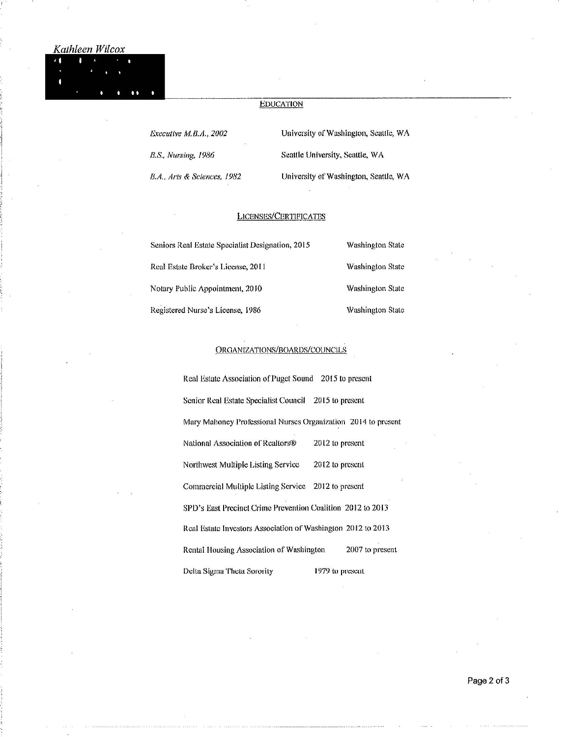*Kathleen Wilcox*

## EDUCATION

| | |
|---|---|
| *Executive M.B.A., 2002* | University of Washington, Seattle, WA |
| *B.S., Nursing, 1986* | Seattle University, Seattle, WA |
| *B.A., Arts & Sciences, 1982* | University of Washington, Seattle, WA |

## LICENSES/CERTIFICATES

| | |
|---|---|
| Seniors Real Estate Specialist Designation, 2015 | Washington State |
| Real Estate Broker's License, 2011 | Washington State |
| Notary Public Appointment, 2010 | Washington State |
| Registered Nurse's License, 1986 | Washington State |

## ORGANIZATIONS/BOARDS/COUNCILS

| | |
|---|---|
| Real Estate Association of Puget Sound | 2015 to present |
| Senior Real Estate Specialist Council | 2015 to present |
| Mary Mahoney Professional Nurses Organization | 2014 to present |
| National Association of Realtors® | 2012 to present |
| Northwest Multiple Listing Service | 2012 to present |
| Commercial Multiple Listing Service | 2012 to present |
| SPD's East Precinct Crime Prevention Coalition | 2012 to 2013 |
| Real Estate Investors Association of Washington | 2012 to 2013 |
| Rental Housing Association of Washington | 2007 to present |
| Delta Sigma Theta Sorority | 1979 to present |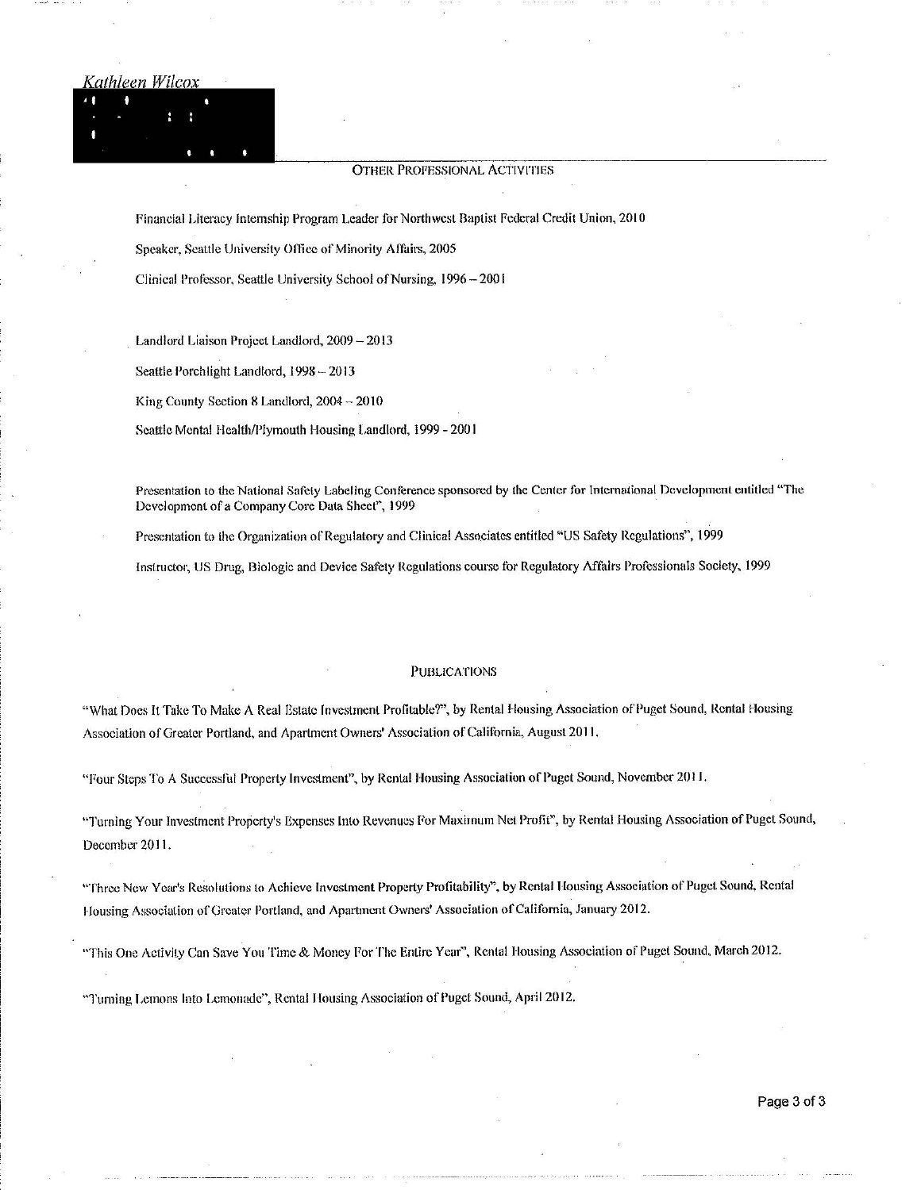*Kathleen Wilcox*

## Other Professional Activities

Financial Literacy Internship Program Leader for Northwest Baptist Federal Credit Union, 2010

Speaker, Seattle University Office of Minority Affairs, 2005

Clinical Professor, Seattle University School of Nursing, 1996 – 2001

Landlord Liaison Project Landlord, 2009 – 2013

Seattle Porchlight Landlord, 1998 – 2013

King County Section 8 Landlord, 2004 – 2010

Seattle Mental Health/Plymouth Housing Landlord, 1999 - 2001

Presentation to the National Safety Labeling Conference sponsored by the Center for International Development entitled "The Development of a Company Core Data Sheet", 1999

Presentation to the Organization of Regulatory and Clinical Associates entitled "US Safety Regulations", 1999

Instructor, US Drug, Biologic and Device Safety Regulations course for Regulatory Affairs Professionals Society, 1999

## Publications

"What Does It Take To Make A Real Estate Investment Profitable?", by Rental Housing Association of Puget Sound, Rental Housing Association of Greater Portland, and Apartment Owners' Association of California, August 2011.

"Four Steps To A Successful Property Investment", by Rental Housing Association of Puget Sound, November 2011.

"Turning Your Investment Property's Expenses Into Revenues For Maximum Net Profit", by Rental Housing Association of Puget Sound, December 2011.

"Three New Year's Resolutions to Achieve Investment Property Profitability", by Rental Housing Association of Puget Sound, Rental Housing Association of Greater Portland, and Apartment Owners' Association of California, January 2012.

"This One Activity Can Save You Time & Money For The Entire Year", Rental Housing Association of Puget Sound, March 2012.

"Turning Lemons Into Lemonade", Rental Housing Association of Puget Sound, April 2012.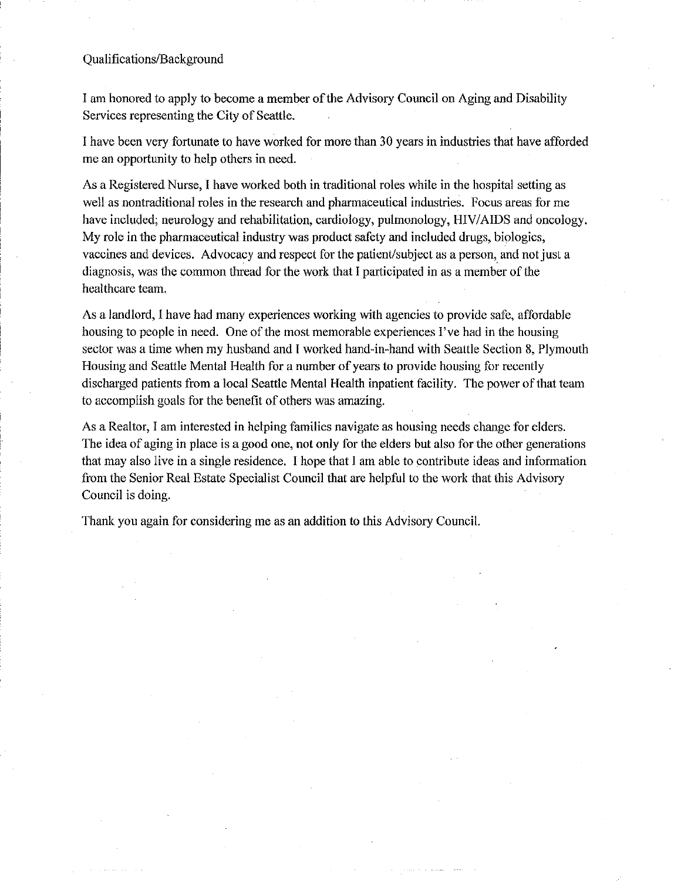Qualifications/Background

I am honored to apply to become a member of the Advisory Council on Aging and Disability Services representing the City of Seattle.

I have been very fortunate to have worked for more than 30 years in industries that have afforded me an opportunity to help others in need.

As a Registered Nurse, I have worked both in traditional roles while in the hospital setting as well as nontraditional roles in the research and pharmaceutical industries. Focus areas for me have included; neurology and rehabilitation, cardiology, pulmonology, HIV/AIDS and oncology. My role in the pharmaceutical industry was product safety and included drugs, biologics, vaccines and devices. Advocacy and respect for the patient/subject as a person, and not just a diagnosis, was the common thread for the work that I participated in as a member of the healthcare team.

As a landlord, I have had many experiences working with agencies to provide safe, affordable housing to people in need. One of the most memorable experiences I've had in the housing sector was a time when my husband and I worked hand-in-hand with Seattle Section 8, Plymouth Housing and Seattle Mental Health for a number of years to provide housing for recently discharged patients from a local Seattle Mental Health inpatient facility. The power of that team to accomplish goals for the benefit of others was amazing.

As a Realtor, I am interested in helping families navigate as housing needs change for elders. The idea of aging in place is a good one, not only for the elders but also for the other generations that may also live in a single residence. I hope that I am able to contribute ideas and information from the Senior Real Estate Specialist Council that are helpful to the work that this Advisory Council is doing.

Thank you again for considering me as an addition to this Advisory Council.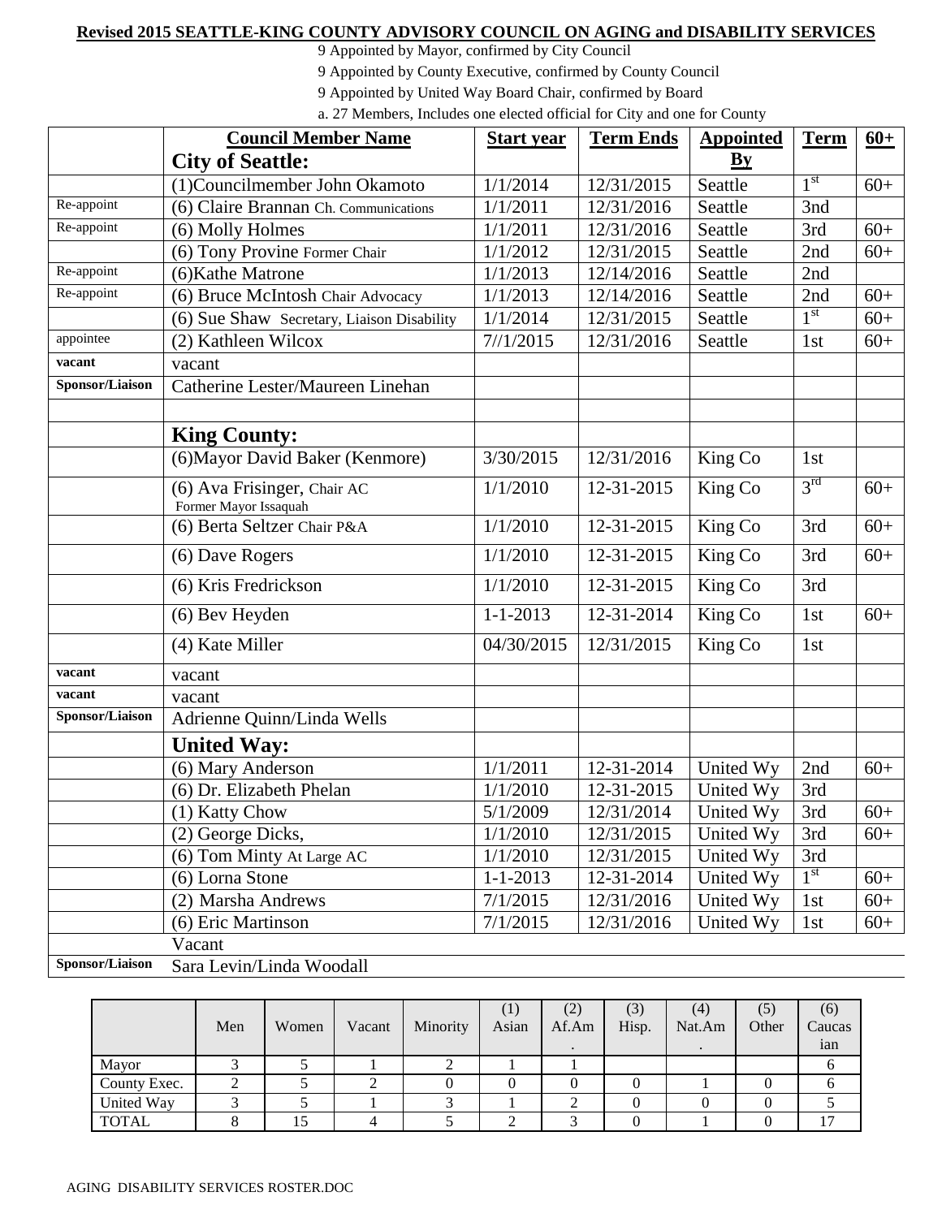**Revised 2015 SEATTLE-KING COUNTY ADVISORY COUNCIL ON AGING and DISABILITY SERVICES**

9 Appointed by Mayor, confirmed by City Council

9 Appointed by County Executive, confirmed by County Council

9 Appointed by United Way Board Chair, confirmed by Board

a. 27 Members, Includes one elected official for City and one for County

| | **Council Member Name** | **Start year** | **Term Ends** | **Appointed By** | **Term** | **60+** |
|---|---|---|---|---|---|---|
| | **City of Seattle:** | | | | | |
| | (1)Councilmember John Okamoto | 1/1/2014 | 12/31/2015 | Seattle | 1st | 60+ |
| Re-appoint | (6) Claire Brannan Ch. Communications | 1/1/2011 | 12/31/2016 | Seattle | 3nd | |
| Re-appoint | (6) Molly Holmes | 1/1/2011 | 12/31/2016 | Seattle | 3rd | 60+ |
| | (6) Tony Provine Former Chair | 1/1/2012 | 12/31/2015 | Seattle | 2nd | 60+ |
| Re-appoint | (6)Kathe Matrone | 1/1/2013 | 12/14/2016 | Seattle | 2nd | |
| Re-appoint | (6) Bruce McIntosh Chair Advocacy | 1/1/2013 | 12/14/2016 | Seattle | 2nd | 60+ |
| | (6) Sue Shaw Secretary, Liaison Disability | 1/1/2014 | 12/31/2015 | Seattle | 1st | 60+ |
| appointee | (2) Kathleen Wilcox | 7//1/2015 | 12/31/2016 | Seattle | 1st | 60+ |
| **vacant** | vacant | | | | | |
| **Sponsor/Liaison** | Catherine Lester/Maureen Linehan | | | | | |
| | | | | | | |
| | **King County:** | | | | | |
| | (6)Mayor David Baker (Kenmore) | 3/30/2015 | 12/31/2016 | King Co | 1st | |
| | (6) Ava Frisinger, Chair AC Former Mayor Issaquah | 1/1/2010 | 12-31-2015 | King Co | 3rd | 60+ |
| | (6) Berta Seltzer Chair P&A | 1/1/2010 | 12-31-2015 | King Co | 3rd | 60+ |
| | (6) Dave Rogers | 1/1/2010 | 12-31-2015 | King Co | 3rd | 60+ |
| | (6) Kris Fredrickson | 1/1/2010 | 12-31-2015 | King Co | 3rd | |
| | (6) Bev Heyden | 1-1-2013 | 12-31-2014 | King Co | 1st | 60+ |
| | (4) Kate Miller | 04/30/2015 | 12/31/2015 | King Co | 1st | |
| **vacant** | vacant | | | | | |
| **vacant** | vacant | | | | | |
| **Sponsor/Liaison** | Adrienne Quinn/Linda Wells | | | | | |
| | **United Way:** | | | | | |
| | (6) Mary Anderson | 1/1/2011 | 12-31-2014 | United Wy | 2nd | 60+ |
| | (6) Dr. Elizabeth Phelan | 1/1/2010 | 12-31-2015 | United Wy | 3rd | |
| | (1) Katty Chow | 5/1/2009 | 12/31/2014 | United Wy | 3rd | 60+ |
| | (2) George Dicks, | 1/1/2010 | 12/31/2015 | United Wy | 3rd | 60+ |
| | (6) Tom Minty At Large AC | 1/1/2010 | 12/31/2015 | United Wy | 3rd | |
| | (6) Lorna Stone | 1-1-2013 | 12-31-2014 | United Wy | 1st | 60+ |
| | (2) Marsha Andrews | 7/1/2015 | 12/31/2016 | United Wy | 1st | 60+ |
| | (6) Eric Martinson | 7/1/2015 | 12/31/2016 | United Wy | 1st | 60+ |
| | Vacant | | | | | |
| **Sponsor/Liaison** | Sara Levin/Linda Woodall | | | | | |

| | Men | Women | Vacant | Minority | (1) Asian | (2) Af.Am. | (3) Hisp. | (4) Nat.Am. | (5) Other | (6) Caucasian |
|---|---|---|---|---|---|---|---|---|---|---|
| Mayor | 3 | 5 | 1 | 2 | 1 | 1 | | | | 6 |
| County Exec. | 2 | 5 | 2 | 0 | 0 | 0 | 0 | 1 | 0 | 6 |
| United Way | 3 | 5 | 1 | 3 | 1 | 2 | 0 | 0 | 0 | 5 |
| TOTAL | 8 | 15 | 4 | 5 | 2 | 3 | 0 | 1 | 0 | 17 |

AGING DISABILITY SERVICES ROSTER.DOC